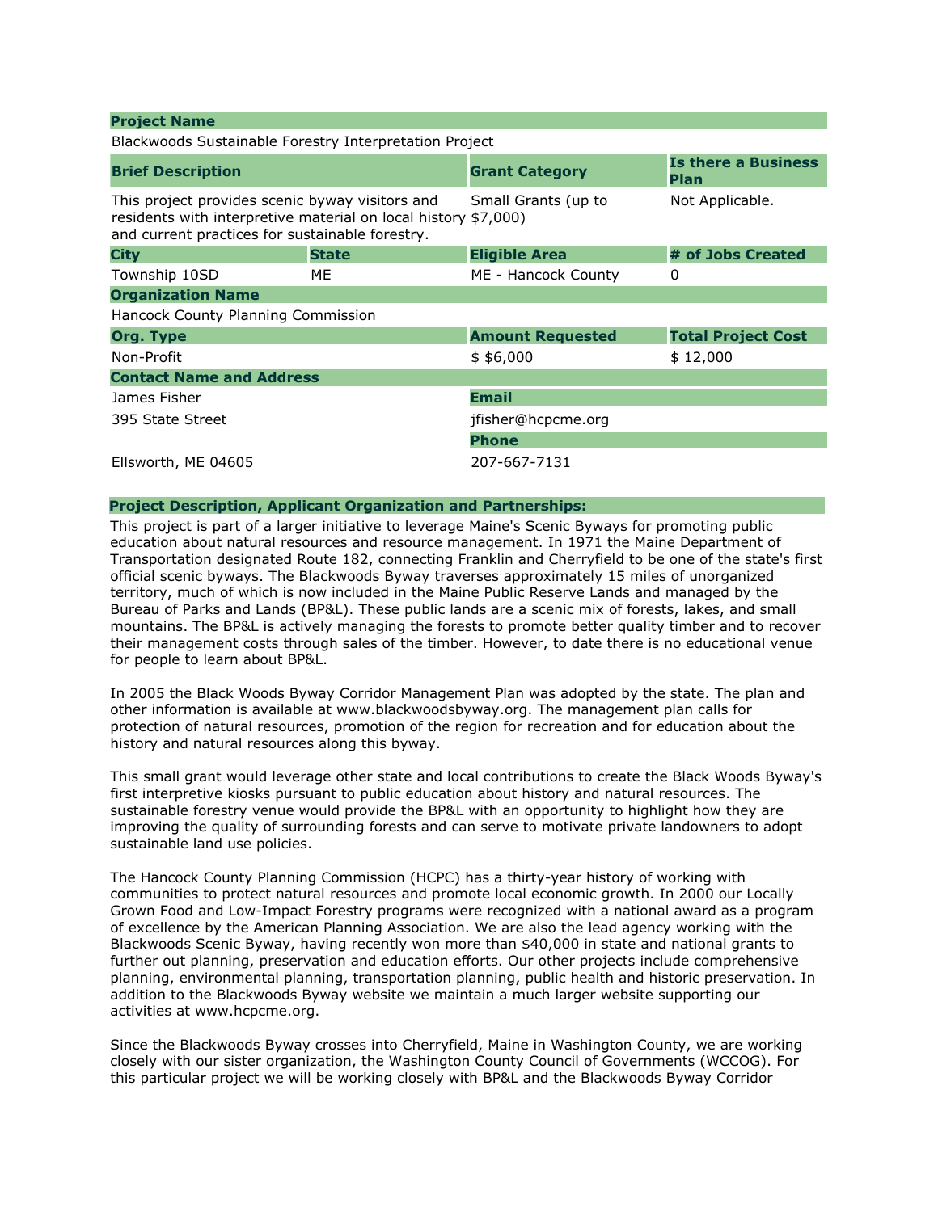**Project Name**

Blackwoods Sustainable Forestry Interpretation Project

| Brief Description | | Grant Category | Is there a Business Plan |
|---|---|---|---|
| This project provides scenic byway visitors and residents with interpretive material on local history and current practices for sustainable forestry. | | Small Grants (up to $7,000) | Not Applicable. |
| **City** | **State** | **Eligible Area** | **# of Jobs Created** |
| Township 10SD | ME | ME - Hancock County | 0 |

**Organization Name**

Hancock County Planning Commission

| Org. Type | Amount Requested | Total Project Cost |
|---|---|---|
| Non-Profit | $ $6,000 | $ 12,000 |

**Contact Name and Address**

James Fisher
395 State Street
Ellsworth, ME 04605

**Email**

jfisher@hcpcme.org

**Phone**

207-667-7131

**Project Description, Applicant Organization and Partnerships:**

This project is part of a larger initiative to leverage Maine's Scenic Byways for promoting public education about natural resources and resource management. In 1971 the Maine Department of Transportation designated Route 182, connecting Franklin and Cherryfield to be one of the state's first official scenic byways. The Blackwoods Byway traverses approximately 15 miles of unorganized territory, much of which is now included in the Maine Public Reserve Lands and managed by the Bureau of Parks and Lands (BP&L). These public lands are a scenic mix of forests, lakes, and small mountains. The BP&L is actively managing the forests to promote better quality timber and to recover their management costs through sales of the timber. However, to date there is no educational venue for people to learn about BP&L.

In 2005 the Black Woods Byway Corridor Management Plan was adopted by the state. The plan and other information is available at www.blackwoodsbyway.org. The management plan calls for protection of natural resources, promotion of the region for recreation and for education about the history and natural resources along this byway.

This small grant would leverage other state and local contributions to create the Black Woods Byway's first interpretive kiosks pursuant to public education about history and natural resources. The sustainable forestry venue would provide the BP&L with an opportunity to highlight how they are improving the quality of surrounding forests and can serve to motivate private landowners to adopt sustainable land use policies.

The Hancock County Planning Commission (HCPC) has a thirty-year history of working with communities to protect natural resources and promote local economic growth. In 2000 our Locally Grown Food and Low-Impact Forestry programs were recognized with a national award as a program of excellence by the American Planning Association. We are also the lead agency working with the Blackwoods Scenic Byway, having recently won more than $40,000 in state and national grants to further out planning, preservation and education efforts. Our other projects include comprehensive planning, environmental planning, transportation planning, public health and historic preservation. In addition to the Blackwoods Byway website we maintain a much larger website supporting our activities at www.hcpcme.org.

Since the Blackwoods Byway crosses into Cherryfield, Maine in Washington County, we are working closely with our sister organization, the Washington County Council of Governments (WCCOG). For this particular project we will be working closely with BP&L and the Blackwoods Byway Corridor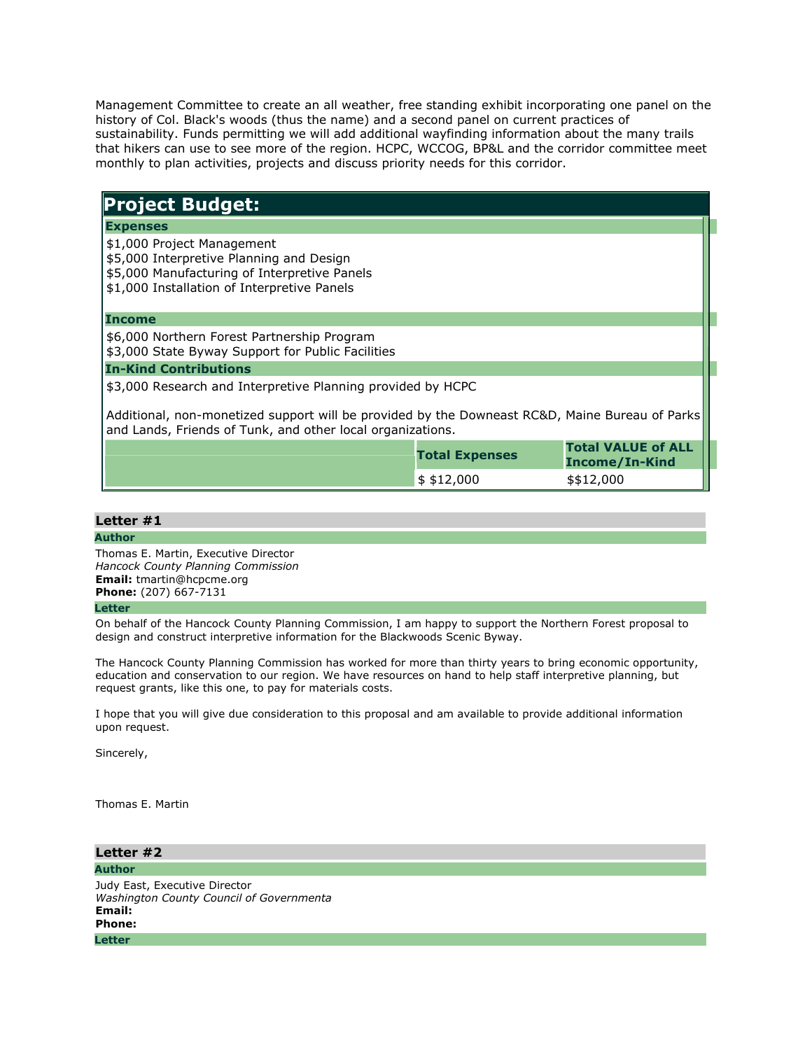Management Committee to create an all weather, free standing exhibit incorporating one panel on the history of Col. Black's woods (thus the name) and a second panel on current practices of sustainability. Funds permitting we will add additional wayfinding information about the many trails that hikers can use to see more of the region. HCPC, WCCOG, BP&L and the corridor committee meet monthly to plan activities, projects and discuss priority needs for this corridor.

## Project Budget:

**Expenses**

$1,000 Project Management
$5,000 Interpretive Planning and Design
$5,000 Manufacturing of Interpretive Panels
$1,000 Installation of Interpretive Panels

**Income**

$6,000 Northern Forest Partnership Program
$3,000 State Byway Support for Public Facilities

**In-Kind Contributions**

$3,000 Research and Interpretive Planning provided by HCPC

Additional, non-monetized support will be provided by the Downeast RC&D, Maine Bureau of Parks and Lands, Friends of Tunk, and other local organizations.

| | Total Expenses | Total VALUE of ALL Income/In-Kind |
|---|---|---|
| | $ $12,000 | $$12,000 |

### Letter #1

**Author**

Thomas E. Martin, Executive Director
*Hancock County Planning Commission*
**Email:** tmartin@hcpcme.org
**Phone:** (207) 667-7131

**Letter**

On behalf of the Hancock County Planning Commission, I am happy to support the Northern Forest proposal to design and construct interpretive information for the Blackwoods Scenic Byway.

The Hancock County Planning Commission has worked for more than thirty years to bring economic opportunity, education and conservation to our region. We have resources on hand to help staff interpretive planning, but request grants, like this one, to pay for materials costs.

I hope that you will give due consideration to this proposal and am available to provide additional information upon request.

Sincerely,

Thomas E. Martin

### Letter #2

**Author**

Judy East, Executive Director
*Washington County Council of Governmenta*
**Email:**
**Phone:**

**Letter**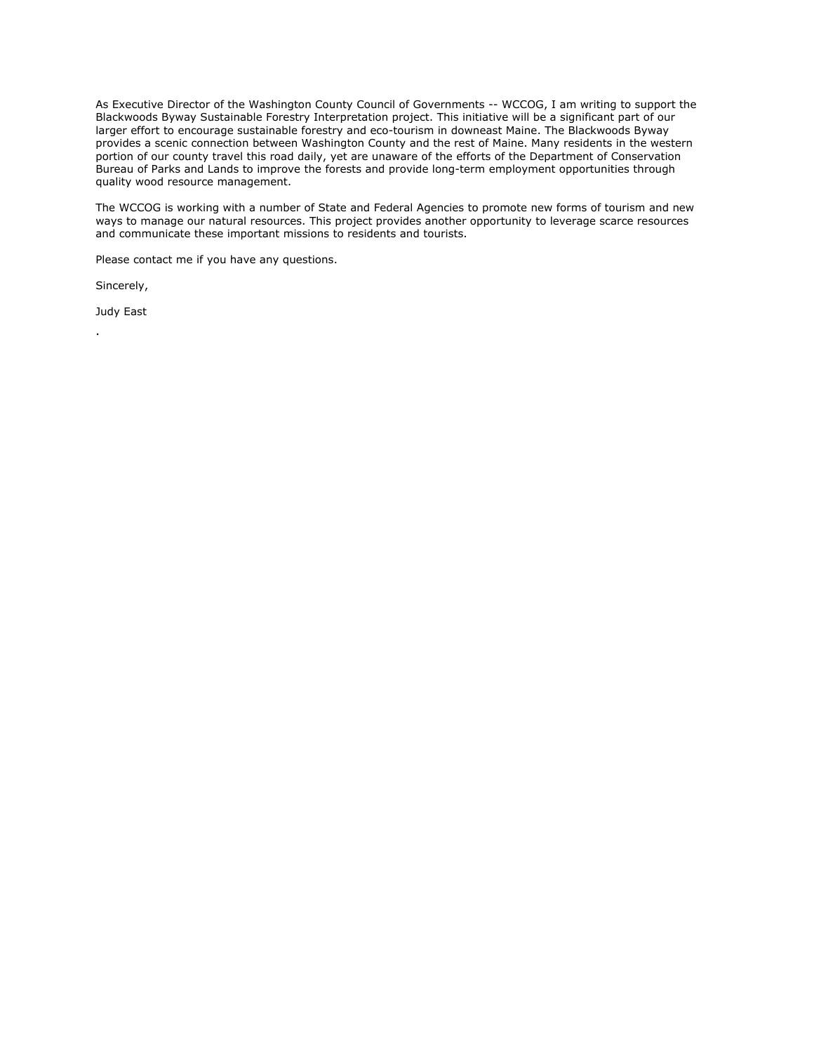As Executive Director of the Washington County Council of Governments -- WCCOG, I am writing to support the Blackwoods Byway Sustainable Forestry Interpretation project. This initiative will be a significant part of our larger effort to encourage sustainable forestry and eco-tourism in downeast Maine. The Blackwoods Byway provides a scenic connection between Washington County and the rest of Maine. Many residents in the western portion of our county travel this road daily, yet are unaware of the efforts of the Department of Conservation Bureau of Parks and Lands to improve the forests and provide long-term employment opportunities through quality wood resource management.

The WCCOG is working with a number of State and Federal Agencies to promote new forms of tourism and new ways to manage our natural resources. This project provides another opportunity to leverage scarce resources and communicate these important missions to residents and tourists.

Please contact me if you have any questions.

Sincerely,

Judy East

.